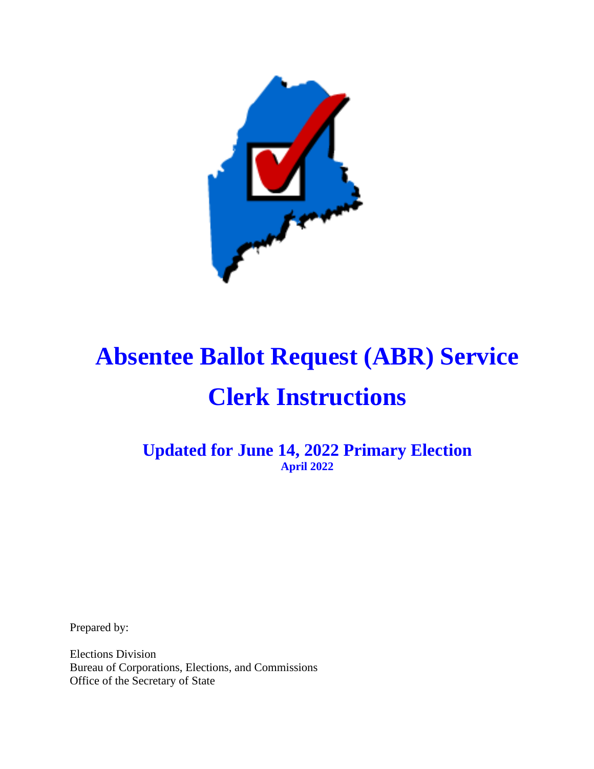# Absentee Ballot Request (ABR) Service

# Clerk Instructions

## Updated for June 14, 2022 Primary Election

**April 2022**

Prepared by:

Elections Division
Bureau of Corporations, Elections, and Commissions
Office of the Secretary of State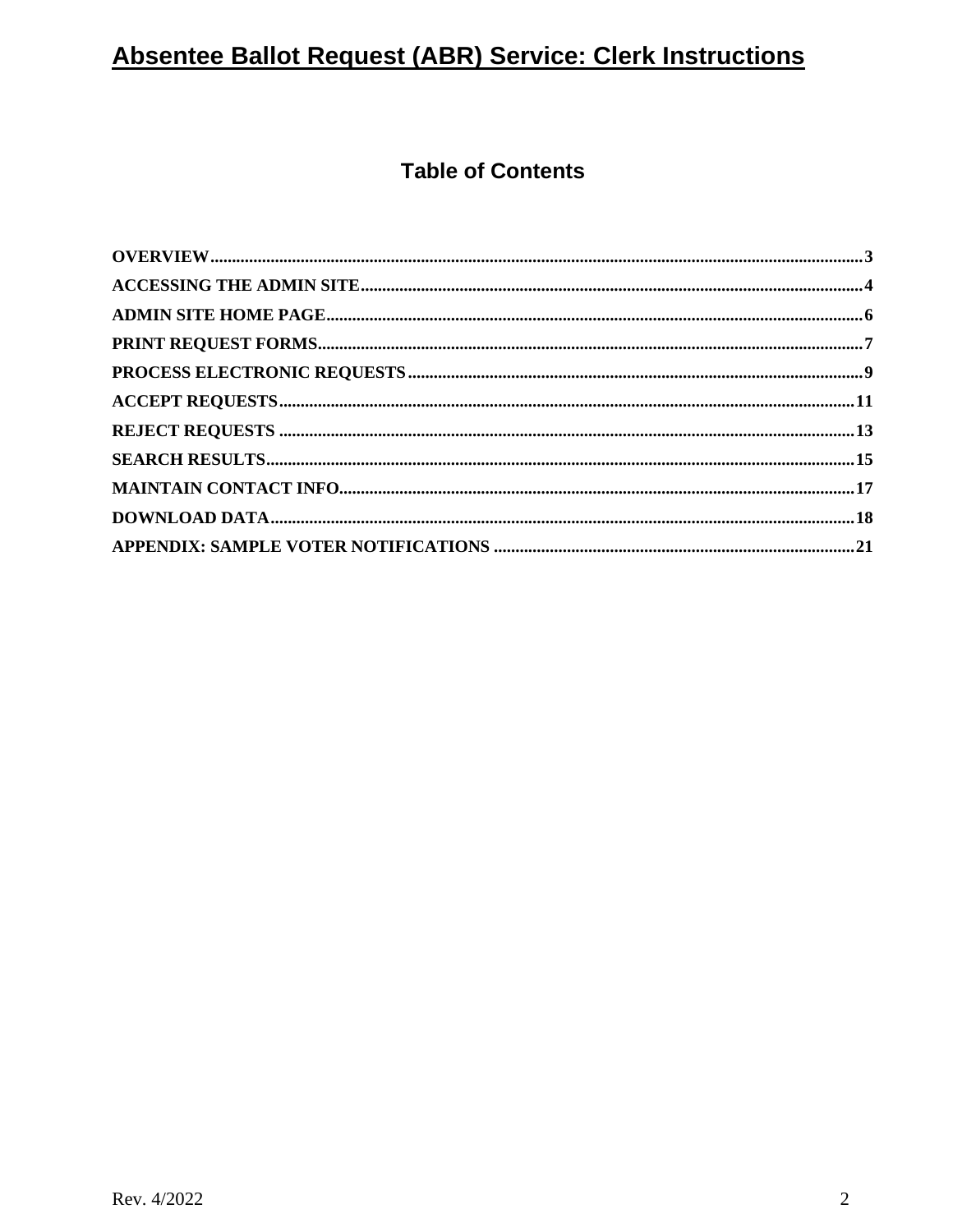# Absentee Ballot Request (ABR) Service: Clerk Instructions

## Table of Contents

| | |
|---|---|
| **OVERVIEW** | **3** |
| **ACCESSING THE ADMIN SITE** | **4** |
| **ADMIN SITE HOME PAGE** | **6** |
| **PRINT REQUEST FORMS** | **7** |
| **PROCESS ELECTRONIC REQUESTS** | **9** |
| **ACCEPT REQUESTS** | **11** |
| **REJECT REQUESTS** | **13** |
| **SEARCH RESULTS** | **15** |
| **MAINTAIN CONTACT INFO** | **17** |
| **DOWNLOAD DATA** | **18** |
| **APPENDIX: SAMPLE VOTER NOTIFICATIONS** | **21** |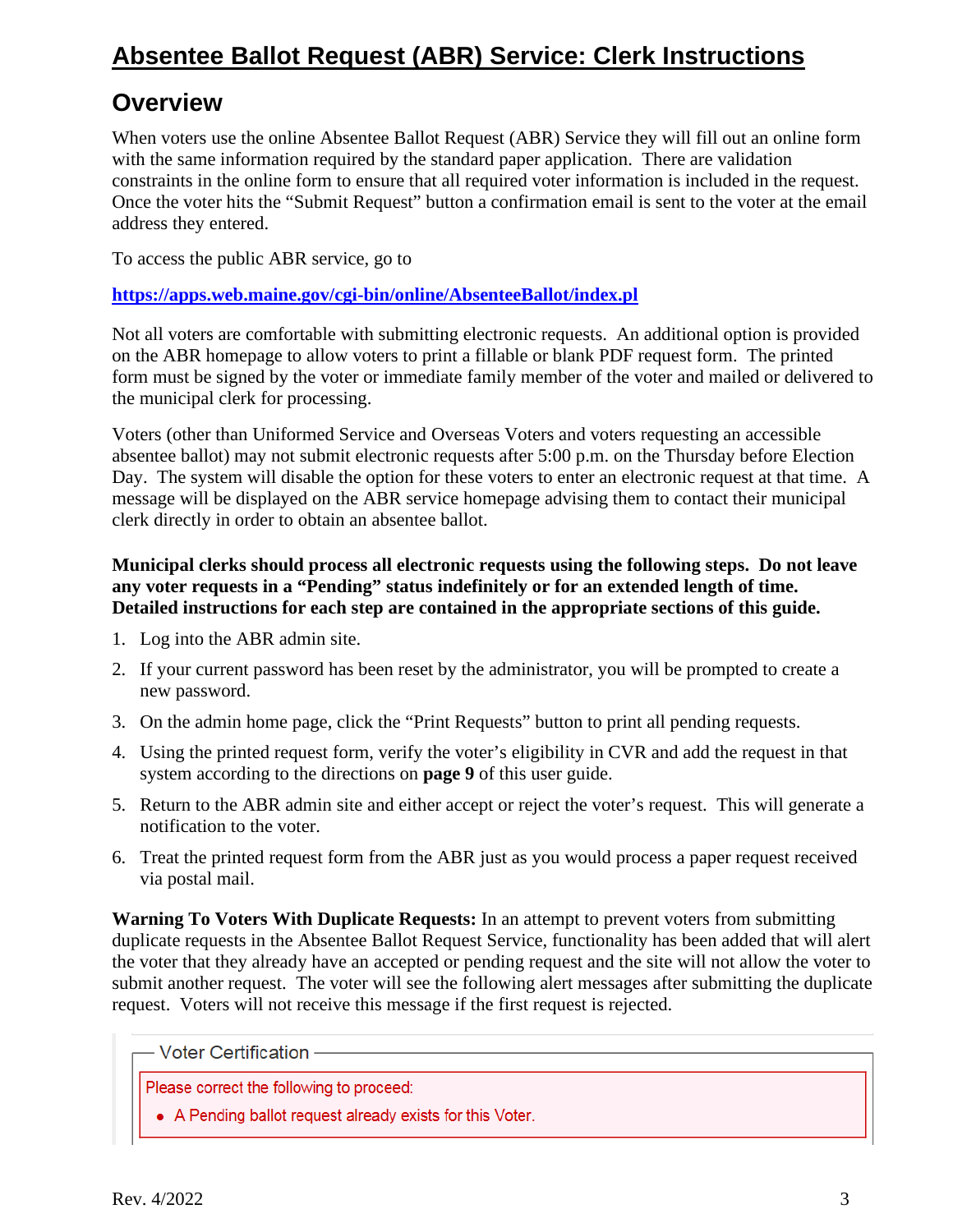# Absentee Ballot Request (ABR) Service: Clerk Instructions

## Overview

When voters use the online Absentee Ballot Request (ABR) Service they will fill out an online form with the same information required by the standard paper application. There are validation constraints in the online form to ensure that all required voter information is included in the request. Once the voter hits the "Submit Request" button a confirmation email is sent to the voter at the email address they entered.

To access the public ABR service, go to

**https://apps.web.maine.gov/cgi-bin/online/AbsenteeBallot/index.pl**

Not all voters are comfortable with submitting electronic requests. An additional option is provided on the ABR homepage to allow voters to print a fillable or blank PDF request form. The printed form must be signed by the voter or immediate family member of the voter and mailed or delivered to the municipal clerk for processing.

Voters (other than Uniformed Service and Overseas Voters and voters requesting an accessible absentee ballot) may not submit electronic requests after 5:00 p.m. on the Thursday before Election Day. The system will disable the option for these voters to enter an electronic request at that time. A message will be displayed on the ABR service homepage advising them to contact their municipal clerk directly in order to obtain an absentee ballot.

**Municipal clerks should process all electronic requests using the following steps. Do not leave any voter requests in a "Pending" status indefinitely or for an extended length of time. Detailed instructions for each step are contained in the appropriate sections of this guide.**

1. Log into the ABR admin site.
2. If your current password has been reset by the administrator, you will be prompted to create a new password.
3. On the admin home page, click the "Print Requests" button to print all pending requests.
4. Using the printed request form, verify the voter's eligibility in CVR and add the request in that system according to the directions on **page 9** of this user guide.
5. Return to the ABR admin site and either accept or reject the voter's request. This will generate a notification to the voter.
6. Treat the printed request form from the ABR just as you would process a paper request received via postal mail.

**Warning To Voters With Duplicate Requests:** In an attempt to prevent voters from submitting duplicate requests in the Absentee Ballot Request Service, functionality has been added that will alert the voter that they already have an accepted or pending request and the site will not allow the voter to submit another request. The voter will see the following alert messages after submitting the duplicate request. Voters will not receive this message if the first request is rejected.

Voter Certification

Please correct the following to proceed:

- A Pending ballot request already exists for this Voter.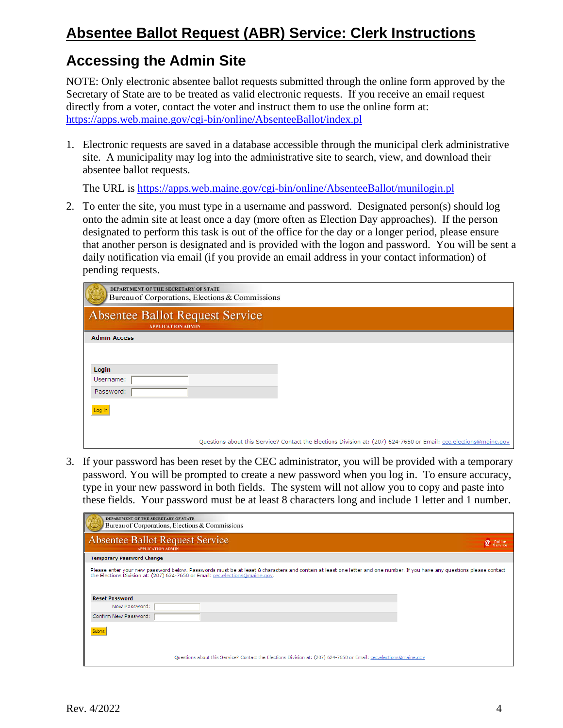# Absentee Ballot Request (ABR) Service: Clerk Instructions

## Accessing the Admin Site

NOTE: Only electronic absentee ballot requests submitted through the online form approved by the Secretary of State are to be treated as valid electronic requests. If you receive an email request directly from a voter, contact the voter and instruct them to use the online form at: https://apps.web.maine.gov/cgi-bin/online/AbsenteeBallot/index.pl

1. Electronic requests are saved in a database accessible through the municipal clerk administrative site. A municipality may log into the administrative site to search, view, and download their absentee ballot requests.

   The URL is https://apps.web.maine.gov/cgi-bin/online/AbsenteeBallot/munilogin.pl

2. To enter the site, you must type in a username and password. Designated person(s) should log onto the admin site at least once a day (more often as Election Day approaches). If the person designated to perform this task is out of the office for the day or a longer period, please ensure that another person is designated and is provided with the logon and password. You will be sent a daily notification via email (if you provide an email address in your contact information) of pending requests.

   DEPARTMENT OF THE SECRETARY OF STATE
   Bureau of Corporations, Elections & Commissions

   Absentee Ballot Request Service
   APPLICATION ADMIN

   Admin Access

   Login
   Username:
   Password:

   Log In

   Questions about this Service? Contact the Elections Division at: (207) 624-7650 or Email: cec.elections@maine.gov

3. If your password has been reset by the CEC administrator, you will be provided with a temporary password. You will be prompted to create a new password when you log in. To ensure accuracy, type in your new password in both fields. The system will not allow you to copy and paste into these fields. Your password must be at least 8 characters long and include 1 letter and 1 number.

   DEPARTMENT OF THE SECRETARY OF STATE
   Bureau of Corporations, Elections & Commissions

   Absentee Ballot Request Service
   APPLICATION ADMIN

   Temporary Password Change

   Please enter your new password below. Passwords must be at least 8 characters and contain at least one letter and one number. If you have any questions please contact the Elections Division at: (207) 624-7650 or Email: cec.elections@maine.gov.

   Reset Password
   New Password:
   Confirm New Password:

   Submit

   Questions about this Service? Contact the Elections Division at: (207) 624-7650 or Email: cec.elections@maine.gov

Rev. 4/2022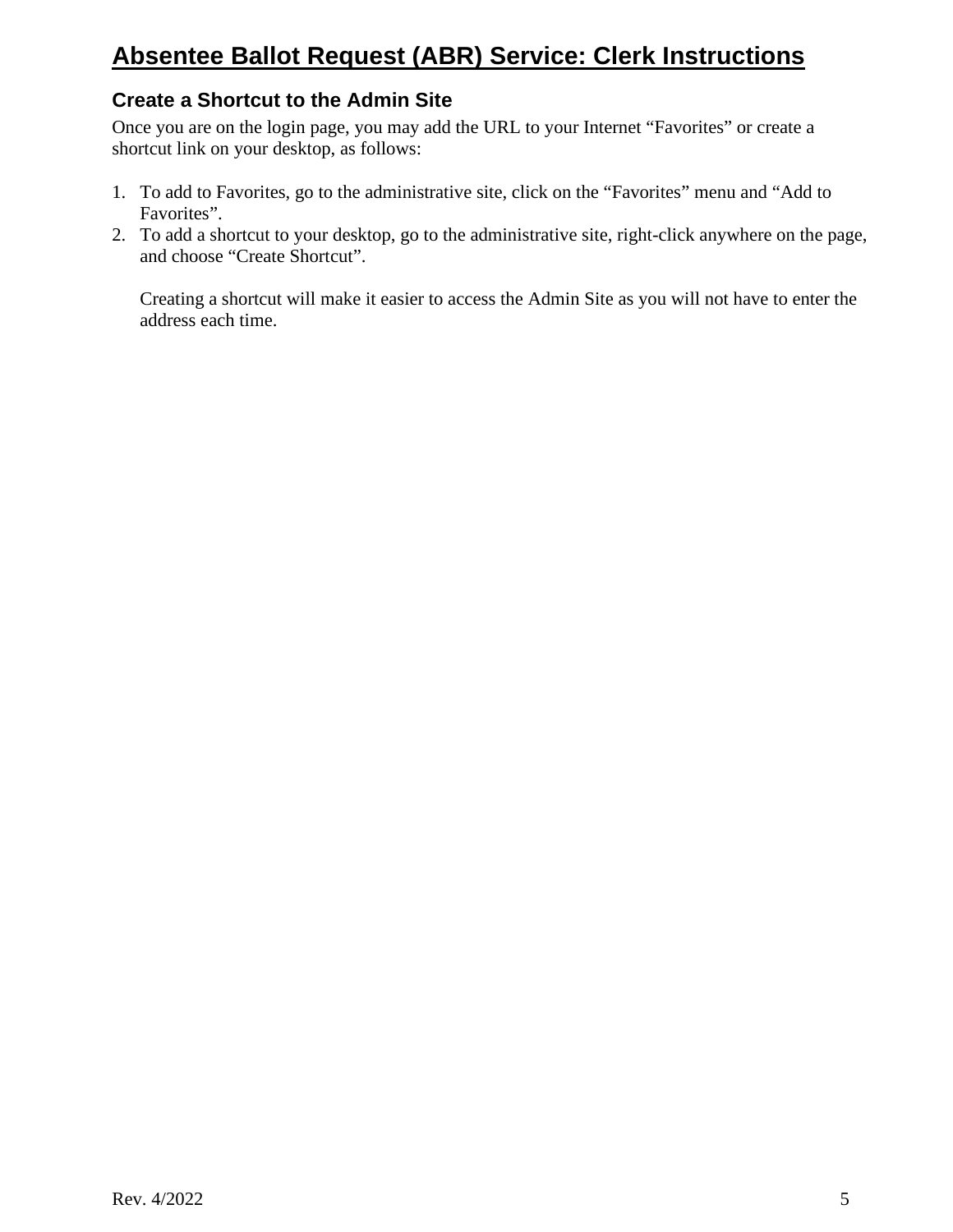# Absentee Ballot Request (ABR) Service: Clerk Instructions

## Create a Shortcut to the Admin Site

Once you are on the login page, you may add the URL to your Internet “Favorites” or create a shortcut link on your desktop, as follows:

1. To add to Favorites, go to the administrative site, click on the “Favorites” menu and “Add to Favorites”.
2. To add a shortcut to your desktop, go to the administrative site, right-click anywhere on the page, and choose “Create Shortcut”.

   Creating a shortcut will make it easier to access the Admin Site as you will not have to enter the address each time.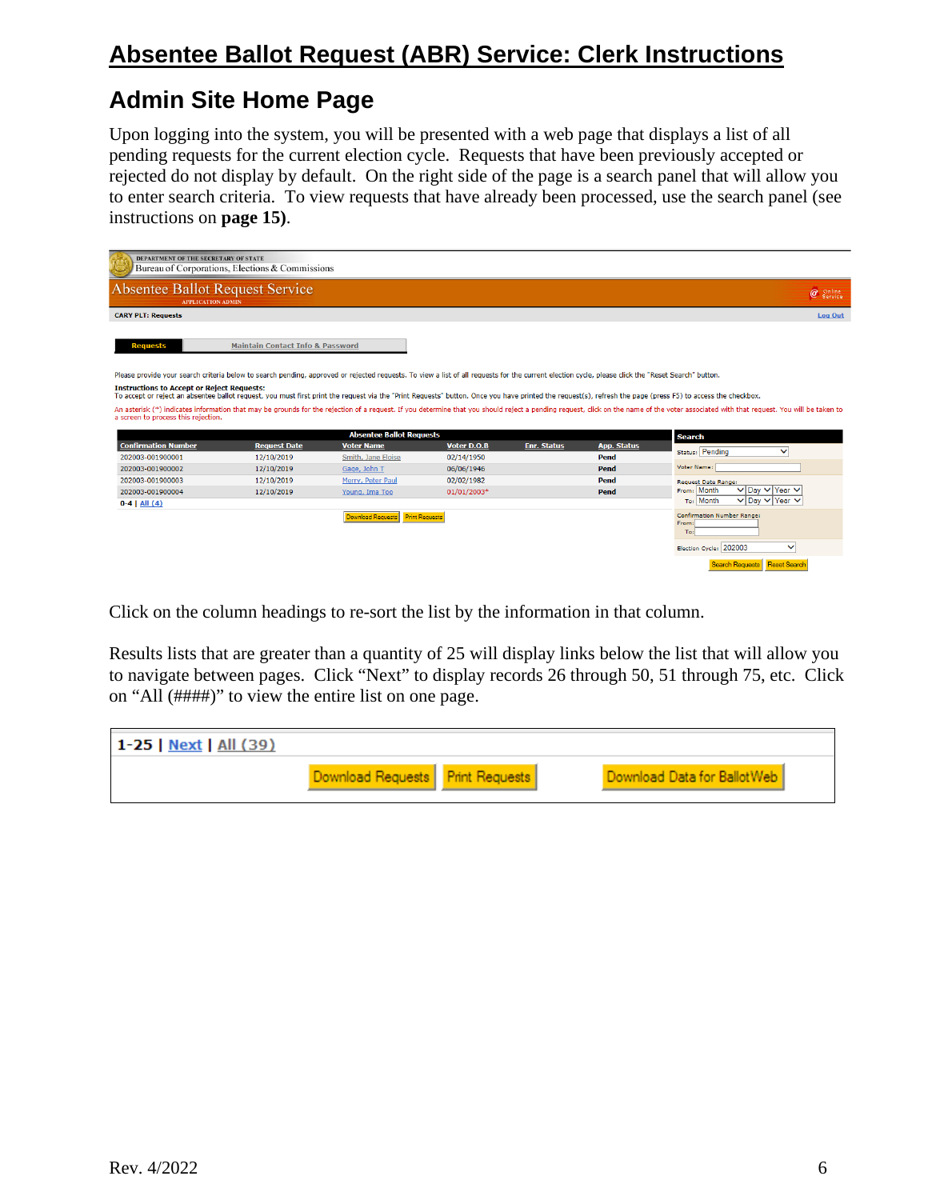# Absentee Ballot Request (ABR) Service: Clerk Instructions

## Admin Site Home Page

Upon logging into the system, you will be presented with a web page that displays a list of all pending requests for the current election cycle. Requests that have been previously accepted or rejected do not display by default. On the right side of the page is a search panel that will allow you to enter search criteria. To view requests that have already been processed, use the search panel (see instructions on **page 15)**.

DEPARTMENT OF THE SECRETARY OF STATE
Bureau of Corporations, Elections & Commissions

Absentee Ballot Request Service
APPLICATION ADMIN

CARY PLT: Requests — Log Out

Requests | Maintain Contact Info & Password

Please provide your search criteria below to search pending, approved or rejected requests. To view a list of all requests for the current election cycle, please click the "Reset Search" button.

**Instructions to Accept or Reject Requests:**
To accept or reject an absentee ballot request, you must first print the request via the "Print Requests" button. Once you have printed the request(s), refresh the page (press F5) to access the checkbox.

An asterisk (*) indicates information that may be grounds for the rejection of a request. If you determine that you should reject a pending request, click on the name of the voter associated with that request. You will be taken to a screen to process this rejection.

Absentee Ballot Requests

| Confirmation Number | Request Date | Voter Name | Voter D.O.B | Enr. Status | App. Status |
|---|---|---|---|---|---|
| 202003-001900001 | 12/10/2019 | Smith, Jane Eloise | 02/14/1950 | | Pend |
| 202003-001900002 | 12/10/2019 | Gage, John T | 06/06/1946 | | Pend |
| 202003-001900003 | 12/10/2019 | Merry, Peter Paul | 02/02/1982 | | Pend |
| 202003-001900004 | 12/10/2019 | Young, Ima Too | 01/01/2003* | | Pend |

0-4 | All (4)

Download Requests | Print Requests

Search
- Status: Pending
- Voter Name:
- Request Date Range: From: Month Day Year; To: Month Day Year
- Confirmation Number Range: From: To:
- Election Cycle: 202003

Search Requests | Reset Search

Click on the column headings to re-sort the list by the information in that column.

Results lists that are greater than a quantity of 25 will display links below the list that will allow you to navigate between pages. Click "Next" to display records 26 through 50, 51 through 75, etc. Click on "All (####)" to view the entire list on one page.

1-25 | Next | All (39)

Download Requests | Print Requests | Download Data for BallotWeb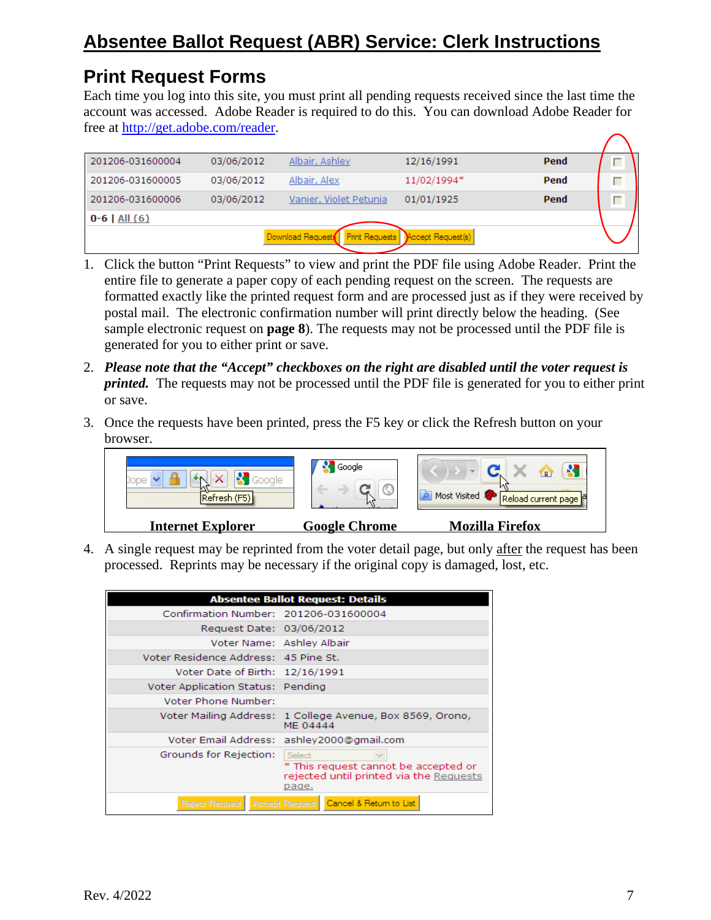# Absentee Ballot Request (ABR) Service: Clerk Instructions

## Print Request Forms

Each time you log into this site, you must print all pending requests received since the last time the account was accessed. Adobe Reader is required to do this. You can download Adobe Reader for free at http://get.adobe.com/reader.

| | | | | | |
|---|---|---|---|---|---|
| 201206-031600004 | 03/06/2012 | Albair, Ashley | 12/16/1991 | Pend | ☐ |
| 201206-031600005 | 03/06/2012 | Albair, Alex | 11/02/1994* | Pend | ☐ |
| 201206-031600006 | 03/06/2012 | Vanier, Violet Petunia | 01/01/1925 | Pend | ☐ |

0-6 | All (6)

Download Requests | Print Requests | Accept Request(s)

1. Click the button "Print Requests" to view and print the PDF file using Adobe Reader. Print the entire file to generate a paper copy of each pending request on the screen. The requests are formatted exactly like the printed request form and are processed just as if they were received by postal mail. The electronic confirmation number will print directly below the heading. (See sample electronic request on **page 8**). The requests may not be processed until the PDF file is generated for you to either print or save.

2. ***Please note that the "Accept" checkboxes on the right are disabled until the voter request is printed.*** The requests may not be processed until the PDF file is generated for you to either print or save.

3. Once the requests have been printed, press the F5 key or click the Refresh button on your browser.

| Internet Explorer | Google Chrome | Mozilla Firefox |
|---|---|---|
| Refresh (F5) | | Reload current page |

4. A single request may be reprinted from the voter detail page, but only after the request has been processed. Reprints may be necessary if the original copy is damaged, lost, etc.

| Absentee Ballot Request: Details | |
|---|---|
| Confirmation Number: | 201206-031600004 |
| Request Date: | 03/06/2012 |
| Voter Name: | Ashley Albair |
| Voter Residence Address: | 45 Pine St. |
| Voter Date of Birth: | 12/16/1991 |
| Voter Application Status: | Pending |
| Voter Phone Number: | |
| Voter Mailing Address: | 1 College Avenue, Box 8569, Orono, ME 04444 |
| Voter Email Address: | ashley2000@gmail.com |
| Grounds for Rejection: | Select<br>* This request cannot be accepted or rejected until printed via the Requests page. |

Reject Request | Accept Request | Cancel & Return to List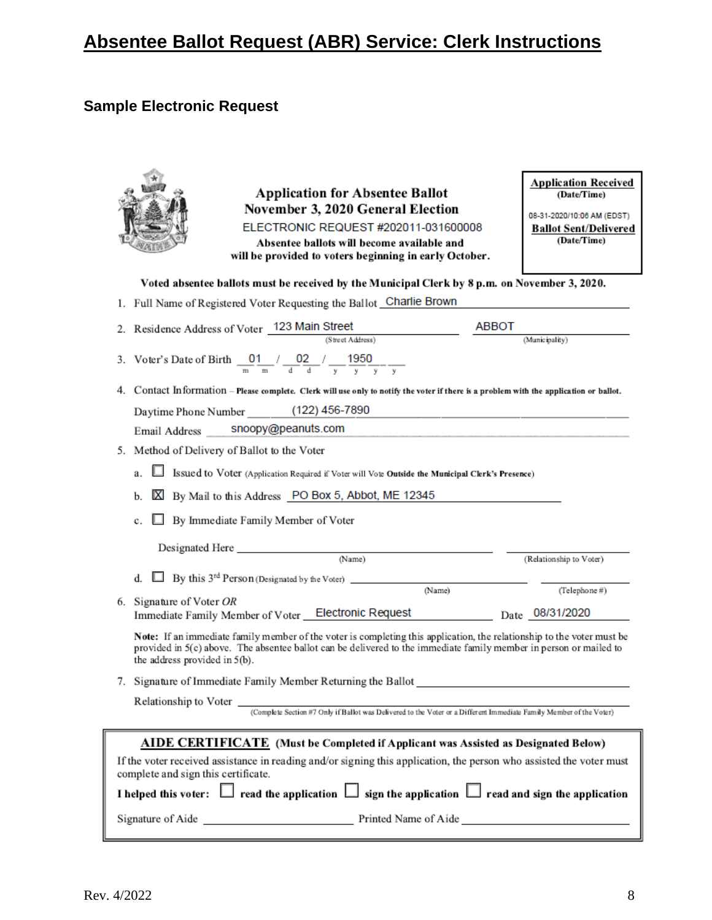# Absentee Ballot Request (ABR) Service: Clerk Instructions

## Sample Electronic Request

**Application for Absentee Ballot**
**November 3, 2020 General Election**
ELECTRONIC REQUEST #202011-031600008
**Absentee ballots will become available and will be provided to voters beginning in early October.**

| **Application Received** (Date/Time) |
|---|
| 08-31-2020/10:06 AM (EDST) |
| **Ballot Sent/Delivered** (Date/Time) |
| |

**Voted absentee ballots must be received by the Municipal Clerk by 8 p.m. on November 3, 2020.**

1. Full Name of Registered Voter Requesting the Ballot: Charlie Brown
2. Residence Address of Voter: 123 Main Street (Street Address) ABBOT (Municipality)
3. Voter's Date of Birth: 01 / 02 / 1950 (mm / dd / yyyy)
4. Contact Information – **Please complete. Clerk will use only to notify the voter if there is a problem with the application or ballot.**

   Daytime Phone Number: (122) 456-7890

   Email Address: snoopy@peanuts.com
5. Method of Delivery of Ballot to the Voter
   - a. ☐ Issued to Voter (Application Required if Voter will Vote **Outside the Municipal Clerk's Presence**)
   - b. ☒ By Mail to this Address: PO Box 5, Abbot, ME 12345
   - c. ☐ By Immediate Family Member of Voter

     Designated Here ______________ (Name) ______________ (Relationship to Voter)
   - d. ☐ By this 3rd Person (Designated by the Voter) ______________ (Name) ______________ (Telephone #)
6. Signature of Voter *OR* Immediate Family Member of Voter: Electronic Request   Date: 08/31/2020

   **Note:** If an immediate family member of the voter is completing this application, the relationship to the voter must be provided in 5(c) above. The absentee ballot can be delivered to the immediate family member in person or mailed to the address provided in 5(b).
7. Signature of Immediate Family Member Returning the Ballot ______________

   Relationship to Voter ______________
   (Complete Section #7 Only if Ballot was Delivered to the Voter or a Different Immediate Family Member of the Voter)

**AIDE CERTIFICATE** (Must be Completed if Applicant was Assisted as Designated Below)

If the voter received assistance in reading and/or signing this application, the person who assisted the voter must complete and sign this certificate.

**I helped this voter:** ☐ **read the application** ☐ **sign the application** ☐ **read and sign the application**

Signature of Aide ______________ Printed Name of Aide ______________

Rev. 4/2022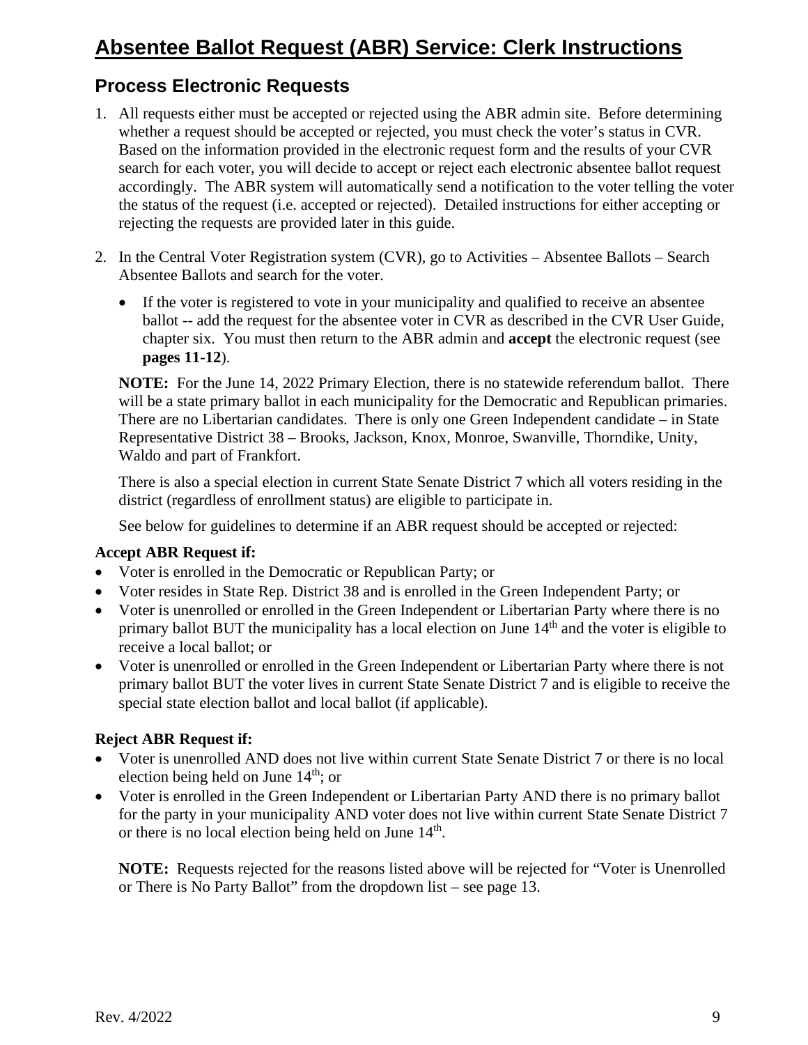# Absentee Ballot Request (ABR) Service: Clerk Instructions

## Process Electronic Requests

1. All requests either must be accepted or rejected using the ABR admin site. Before determining whether a request should be accepted or rejected, you must check the voter's status in CVR. Based on the information provided in the electronic request form and the results of your CVR search for each voter, you will decide to accept or reject each electronic absentee ballot request accordingly. The ABR system will automatically send a notification to the voter telling the voter the status of the request (i.e. accepted or rejected). Detailed instructions for either accepting or rejecting the requests are provided later in this guide.

2. In the Central Voter Registration system (CVR), go to Activities – Absentee Ballots – Search Absentee Ballots and search for the voter.

   - If the voter is registered to vote in your municipality and qualified to receive an absentee ballot -- add the request for the absentee voter in CVR as described in the CVR User Guide, chapter six. You must then return to the ABR admin and **accept** the electronic request (see **pages 11-12**).

   **NOTE:** For the June 14, 2022 Primary Election, there is no statewide referendum ballot. There will be a state primary ballot in each municipality for the Democratic and Republican primaries. There are no Libertarian candidates. There is only one Green Independent candidate – in State Representative District 38 – Brooks, Jackson, Knox, Monroe, Swanville, Thorndike, Unity, Waldo and part of Frankfort.

   There is also a special election in current State Senate District 7 which all voters residing in the district (regardless of enrollment status) are eligible to participate in.

   See below for guidelines to determine if an ABR request should be accepted or rejected:

**Accept ABR Request if:**

- Voter is enrolled in the Democratic or Republican Party; or
- Voter resides in State Rep. District 38 and is enrolled in the Green Independent Party; or
- Voter is unenrolled or enrolled in the Green Independent or Libertarian Party where there is no primary ballot BUT the municipality has a local election on June 14th and the voter is eligible to receive a local ballot; or
- Voter is unenrolled or enrolled in the Green Independent or Libertarian Party where there is not primary ballot BUT the voter lives in current State Senate District 7 and is eligible to receive the special state election ballot and local ballot (if applicable).

**Reject ABR Request if:**

- Voter is unenrolled AND does not live within current State Senate District 7 or there is no local election being held on June 14th; or
- Voter is enrolled in the Green Independent or Libertarian Party AND there is no primary ballot for the party in your municipality AND voter does not live within current State Senate District 7 or there is no local election being held on June 14th.

  **NOTE:** Requests rejected for the reasons listed above will be rejected for "Voter is Unenrolled or There is No Party Ballot" from the dropdown list – see page 13.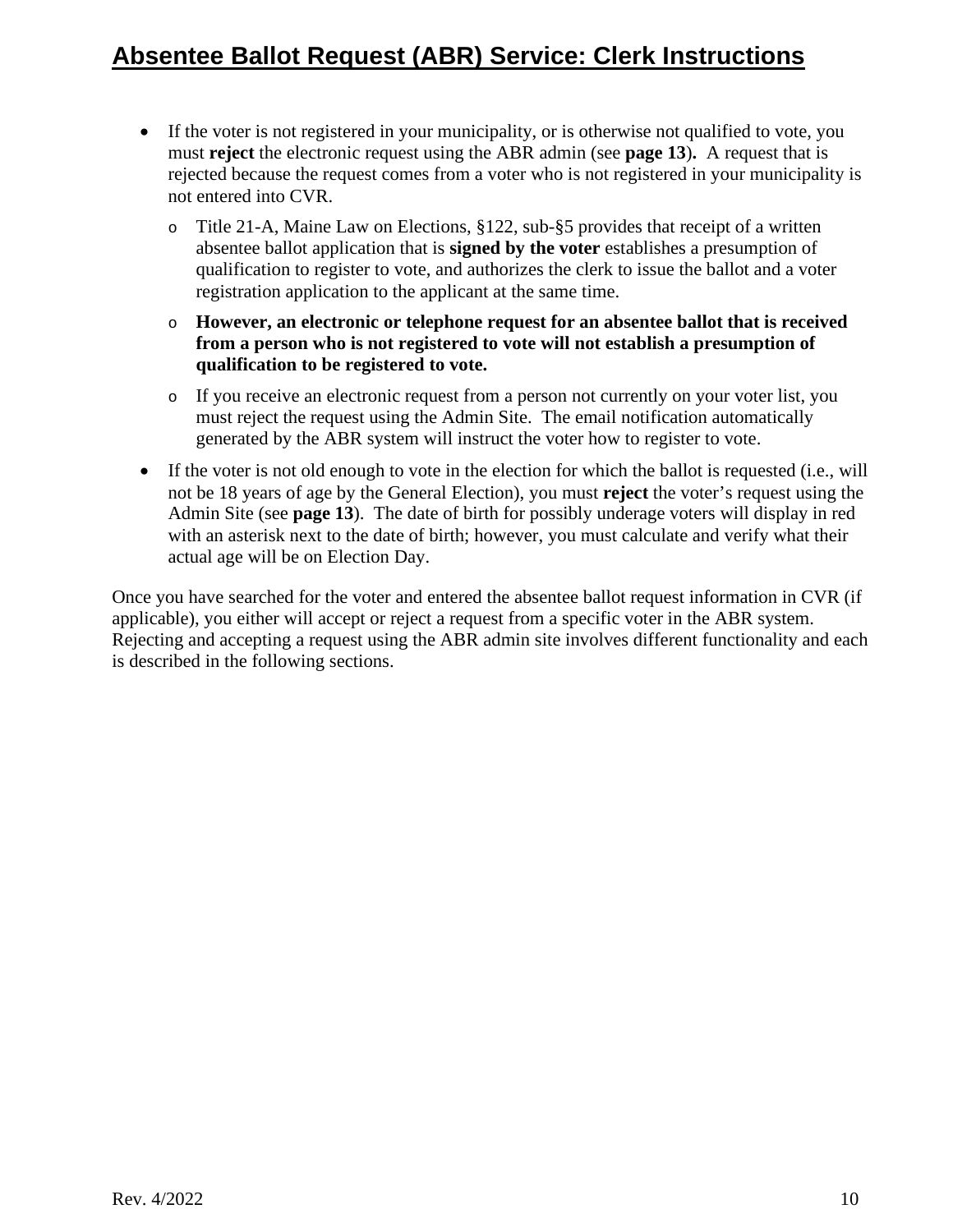- If the voter is not registered in your municipality, or is otherwise not qualified to vote, you must **reject** the electronic request using the ABR admin (see **page 13**). A request that is rejected because the request comes from a voter who is not registered in your municipality is not entered into CVR.
  - Title 21-A, Maine Law on Elections, §122, sub-§5 provides that receipt of a written absentee ballot application that is **signed by the voter** establishes a presumption of qualification to register to vote, and authorizes the clerk to issue the ballot and a voter registration application to the applicant at the same time.
  - **However, an electronic or telephone request for an absentee ballot that is received from a person who is not registered to vote will not establish a presumption of qualification to be registered to vote.**
  - If you receive an electronic request from a person not currently on your voter list, you must reject the request using the Admin Site. The email notification automatically generated by the ABR system will instruct the voter how to register to vote.
- If the voter is not old enough to vote in the election for which the ballot is requested (i.e., will not be 18 years of age by the General Election), you must **reject** the voter's request using the Admin Site (see **page 13**). The date of birth for possibly underage voters will display in red with an asterisk next to the date of birth; however, you must calculate and verify what their actual age will be on Election Day.

Once you have searched for the voter and entered the absentee ballot request information in CVR (if applicable), you either will accept or reject a request from a specific voter in the ABR system. Rejecting and accepting a request using the ABR admin site involves different functionality and each is described in the following sections.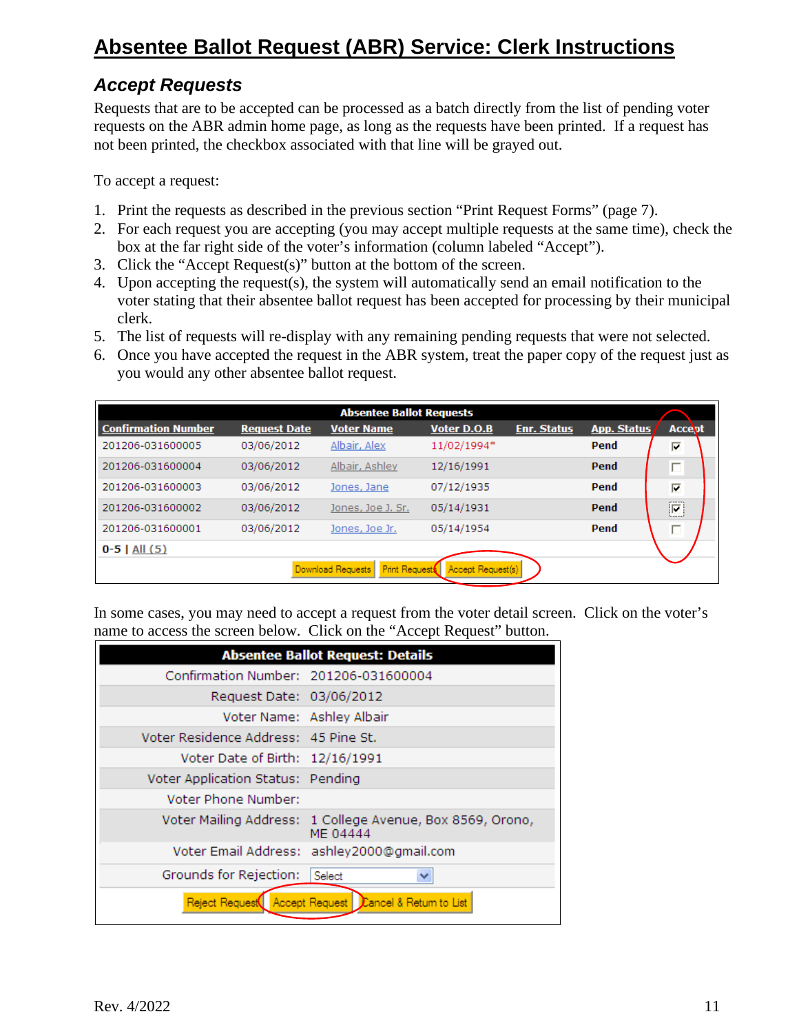# Absentee Ballot Request (ABR) Service: Clerk Instructions

## Accept Requests

Requests that are to be accepted can be processed as a batch directly from the list of pending voter requests on the ABR admin home page, as long as the requests have been printed. If a request has not been printed, the checkbox associated with that line will be grayed out.

To accept a request:

1. Print the requests as described in the previous section "Print Request Forms" (page 7).
2. For each request you are accepting (you may accept multiple requests at the same time), check the box at the far right side of the voter's information (column labeled "Accept").
3. Click the "Accept Request(s)" button at the bottom of the screen.
4. Upon accepting the request(s), the system will automatically send an email notification to the voter stating that their absentee ballot request has been accepted for processing by their municipal clerk.
5. The list of requests will re-display with any remaining pending requests that were not selected.
6. Once you have accepted the request in the ABR system, treat the paper copy of the request just as you would any other absentee ballot request.

**Absentee Ballot Requests**

| Confirmation Number | Request Date | Voter Name | Voter D.O.B | Enr. Status | App. Status | Accept |
|---|---|---|---|---|---|---|
| 201206-031600005 | 03/06/2012 | Albair, Alex | 11/02/1994* | | Pend | ☑ |
| 201206-031600004 | 03/06/2012 | Albair, Ashley | 12/16/1991 | | Pend | ☐ |
| 201206-031600003 | 03/06/2012 | Jones, Jane | 07/12/1935 | | Pend | ☑ |
| 201206-031600002 | 03/06/2012 | Jones, Joe J. Sr. | 05/14/1931 | | Pend | ☑ |
| 201206-031600001 | 03/06/2012 | Jones, Joe Jr. | 05/14/1954 | | Pend | ☐ |

0-5 | All (5)

[Download Requests] [Print Requests] [Accept Request(s)]

In some cases, you may need to accept a request from the voter detail screen. Click on the voter's name to access the screen below. Click on the "Accept Request" button.

**Absentee Ballot Request: Details**

| | |
|---|---|
| Confirmation Number: | 201206-031600004 |
| Request Date: | 03/06/2012 |
| Voter Name: | Ashley Albair |
| Voter Residence Address: | 45 Pine St. |
| Voter Date of Birth: | 12/16/1991 |
| Voter Application Status: | Pending |
| Voter Phone Number: | |
| Voter Mailing Address: | 1 College Avenue, Box 8569, Orono, ME 04444 |
| Voter Email Address: | ashley2000@gmail.com |
| Grounds for Rejection: | Select |

[Reject Request] [Accept Request] [Cancel & Return to List]

Rev. 4/2022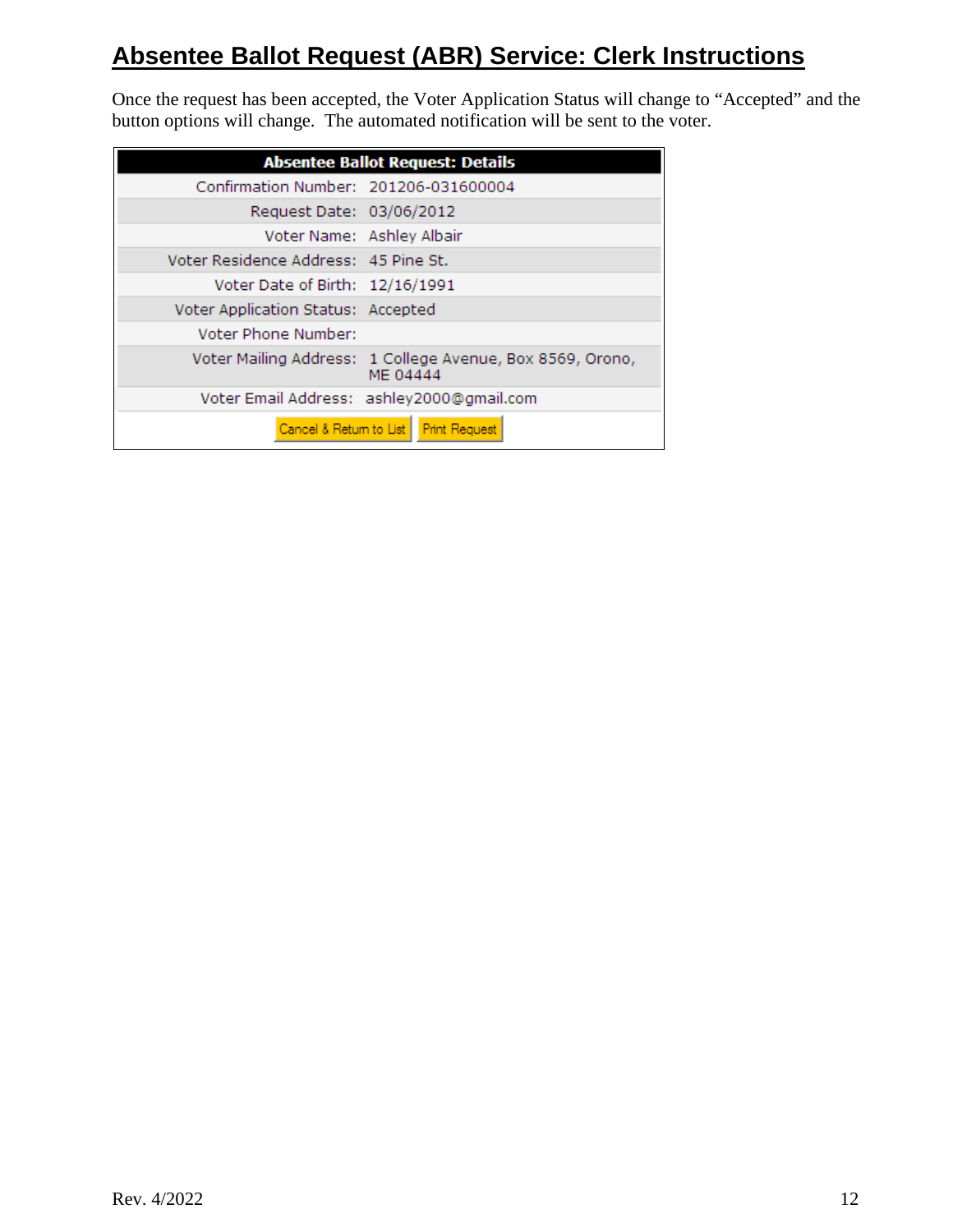## Absentee Ballot Request (ABR) Service: Clerk Instructions

Once the request has been accepted, the Voter Application Status will change to "Accepted" and the button options will change. The automated notification will be sent to the voter.

| Absentee Ballot Request: Details | |
|---|---|
| Confirmation Number: | 201206-031600004 |
| Request Date: | 03/06/2012 |
| Voter Name: | Ashley Albair |
| Voter Residence Address: | 45 Pine St. |
| Voter Date of Birth: | 12/16/1991 |
| Voter Application Status: | Accepted |
| Voter Phone Number: | |
| Voter Mailing Address: | 1 College Avenue, Box 8569, Orono, ME 04444 |
| Voter Email Address: | ashley2000@gmail.com |
| Cancel & Return to List | Print Request |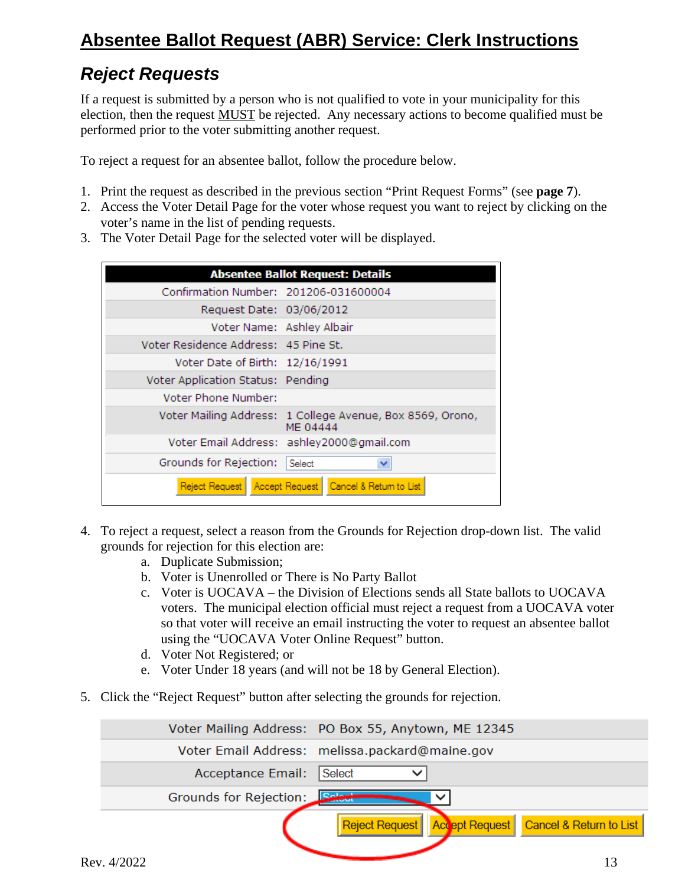# Absentee Ballot Request (ABR) Service: Clerk Instructions

## *Reject Requests*

If a request is submitted by a person who is not qualified to vote in your municipality for this election, then the request MUST be rejected. Any necessary actions to become qualified must be performed prior to the voter submitting another request.

To reject a request for an absentee ballot, follow the procedure below.

1. Print the request as described in the previous section "Print Request Forms" (see **page 7**).
2. Access the Voter Detail Page for the voter whose request you want to reject by clicking on the voter's name in the list of pending requests.
3. The Voter Detail Page for the selected voter will be displayed.

| Absentee Ballot Request: Details | |
|---|---|
| Confirmation Number: | 201206-031600004 |
| Request Date: | 03/06/2012 |
| Voter Name: | Ashley Albair |
| Voter Residence Address: | 45 Pine St. |
| Voter Date of Birth: | 12/16/1991 |
| Voter Application Status: | Pending |
| Voter Phone Number: | |
| Voter Mailing Address: | 1 College Avenue, Box 8569, Orono, ME 04444 |
| Voter Email Address: | ashley2000@gmail.com |
| Grounds for Rejection: | Select |
| Reject Request | Accept Request / Cancel & Return to List |

4. To reject a request, select a reason from the Grounds for Rejection drop-down list. The valid grounds for rejection for this election are:
   a. Duplicate Submission;
   b. Voter is Unenrolled or There is No Party Ballot
   c. Voter is UOCAVA – the Division of Elections sends all State ballots to UOCAVA voters. The municipal election official must reject a request from a UOCAVA voter so that voter will receive an email instructing the voter to request an absentee ballot using the "UOCAVA Voter Online Request" button.
   d. Voter Not Registered; or
   e. Voter Under 18 years (and will not be 18 by General Election).

5. Click the "Reject Request" button after selecting the grounds for rejection.

| | |
|---|---|
| Voter Mailing Address: | PO Box 55, Anytown, ME 12345 |
| Voter Email Address: | melissa.packard@maine.gov |
| Acceptance Email: | Select |
| Grounds for Rejection: | Select |
| Reject Request | Accept Request / Cancel & Return to List |

Rev. 4/2022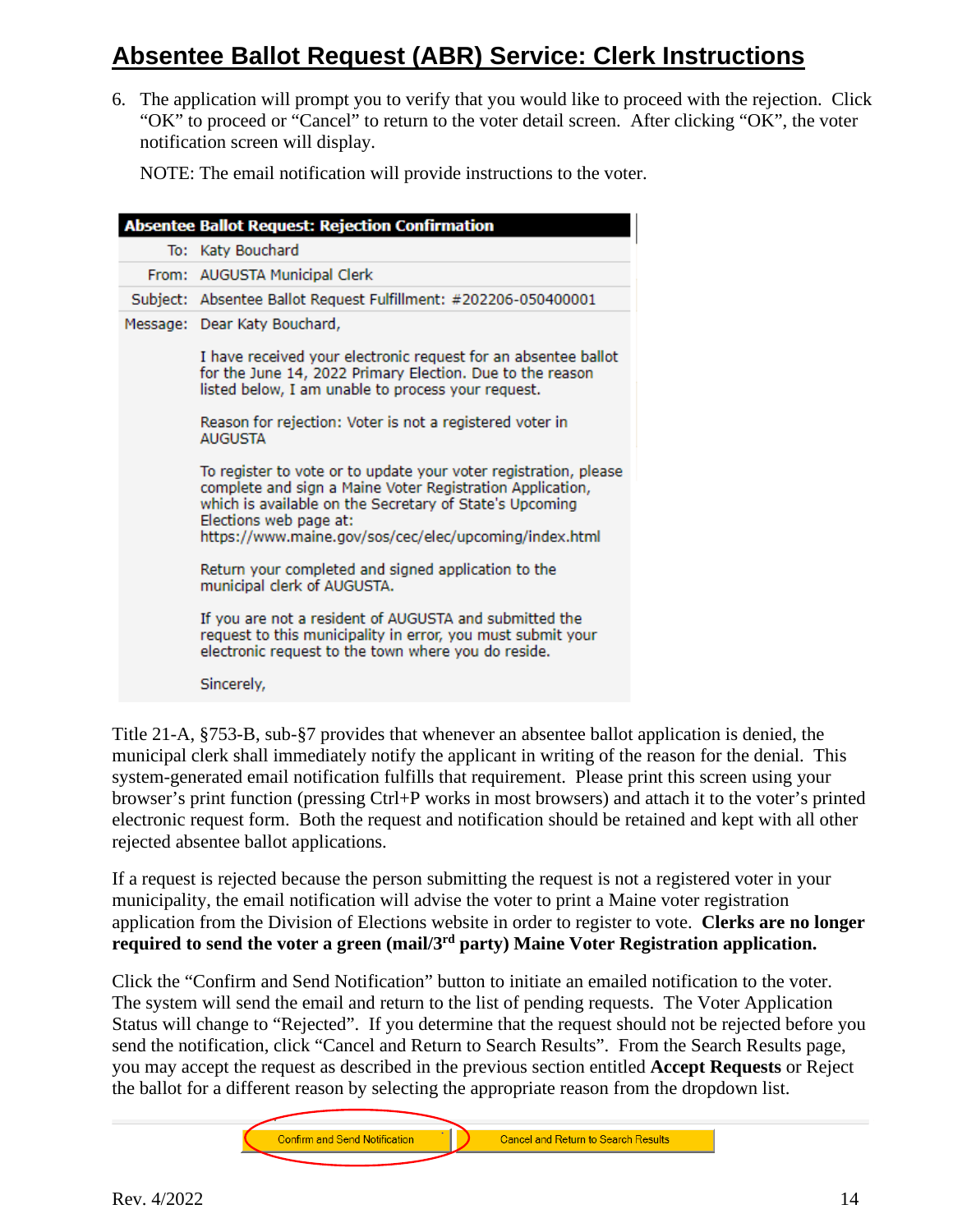# Absentee Ballot Request (ABR) Service: Clerk Instructions

6. The application will prompt you to verify that you would like to proceed with the rejection. Click "OK" to proceed or "Cancel" to return to the voter detail screen. After clicking "OK", the voter notification screen will display.

   NOTE: The email notification will provide instructions to the voter.

| Absentee Ballot Request: Rejection Confirmation | |
|---|---|
| To: | Katy Bouchard |
| From: | AUGUSTA Municipal Clerk |
| Subject: | Absentee Ballot Request Fulfillment: #202206-050400001 |
| Message: | Dear Katy Bouchard,<br><br>I have received your electronic request for an absentee ballot for the June 14, 2022 Primary Election. Due to the reason listed below, I am unable to process your request.<br><br>Reason for rejection: Voter is not a registered voter in AUGUSTA<br><br>To register to vote or to update your voter registration, please complete and sign a Maine Voter Registration Application, which is available on the Secretary of State's Upcoming Elections web page at: https://www.maine.gov/sos/cec/elec/upcoming/index.html<br><br>Return your completed and signed application to the municipal clerk of AUGUSTA.<br><br>If you are not a resident of AUGUSTA and submitted the request to this municipality in error, you must submit your electronic request to the town where you do reside.<br><br>Sincerely, |

Title 21-A, §753-B, sub-§7 provides that whenever an absentee ballot application is denied, the municipal clerk shall immediately notify the applicant in writing of the reason for the denial. This system-generated email notification fulfills that requirement. Please print this screen using your browser's print function (pressing Ctrl+P works in most browsers) and attach it to the voter's printed electronic request form. Both the request and notification should be retained and kept with all other rejected absentee ballot applications.

If a request is rejected because the person submitting the request is not a registered voter in your municipality, the email notification will advise the voter to print a Maine voter registration application from the Division of Elections website in order to register to vote. **Clerks are no longer required to send the voter a green (mail/3rd party) Maine Voter Registration application.**

Click the "Confirm and Send Notification" button to initiate an emailed notification to the voter. The system will send the email and return to the list of pending requests. The Voter Application Status will change to "Rejected". If you determine that the request should not be rejected before you send the notification, click "Cancel and Return to Search Results". From the Search Results page, you may accept the request as described in the previous section entitled **Accept Requests** or Reject the ballot for a different reason by selecting the appropriate reason from the dropdown list.

[Confirm and Send Notification] [Cancel and Return to Search Results]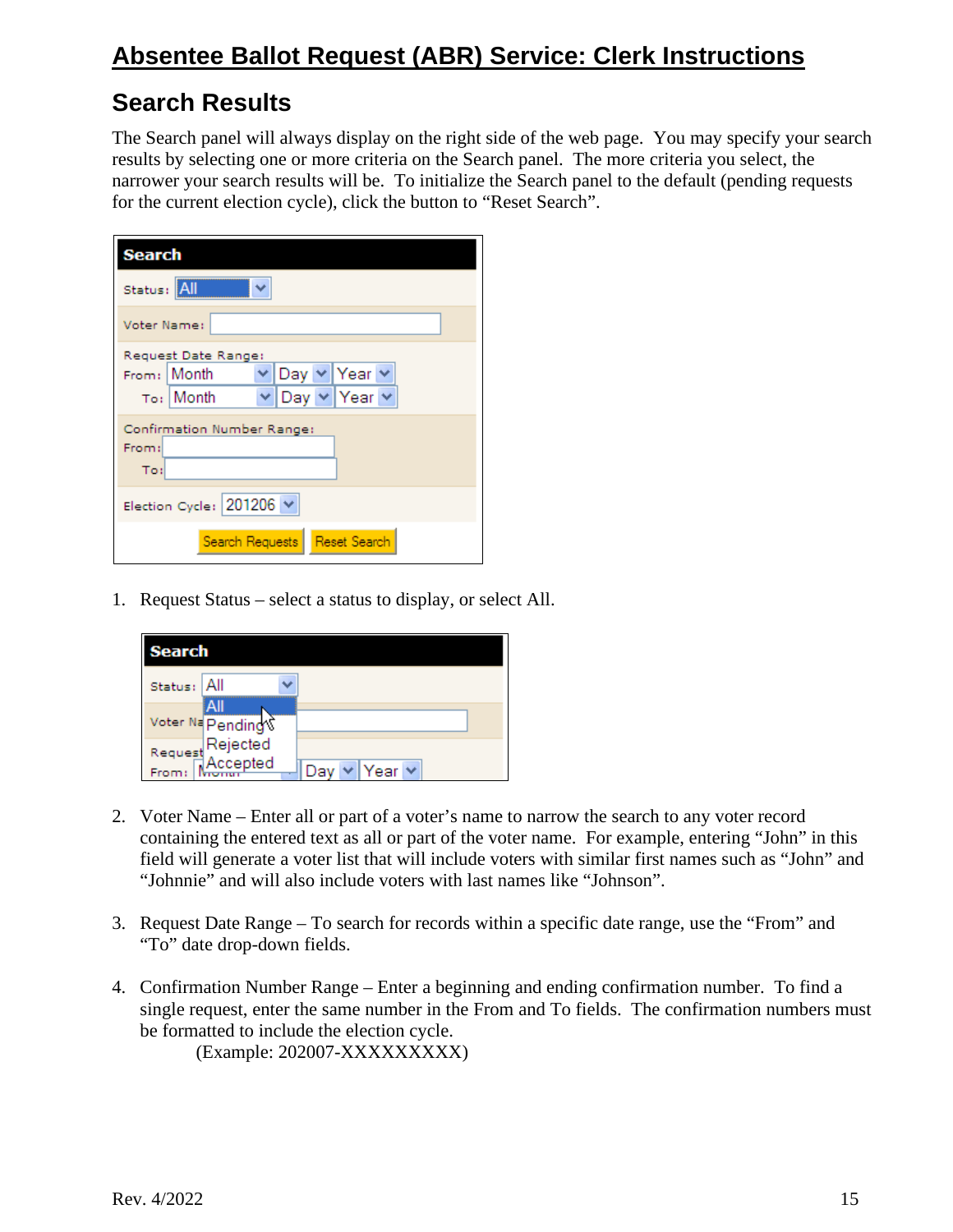# Absentee Ballot Request (ABR) Service: Clerk Instructions

## Search Results

The Search panel will always display on the right side of the web page. You may specify your search results by selecting one or more criteria on the Search panel. The more criteria you select, the narrower your search results will be. To initialize the Search panel to the default (pending requests for the current election cycle), click the button to "Reset Search".

1. Request Status – select a status to display, or select All.

2. Voter Name – Enter all or part of a voter's name to narrow the search to any voter record containing the entered text as all or part of the voter name. For example, entering "John" in this field will generate a voter list that will include voters with similar first names such as "John" and "Johnnie" and will also include voters with last names like "Johnson".

3. Request Date Range – To search for records within a specific date range, use the "From" and "To" date drop-down fields.

4. Confirmation Number Range – Enter a beginning and ending confirmation number. To find a single request, enter the same number in the From and To fields. The confirmation numbers must be formatted to include the election cycle.

   (Example: 202007-XXXXXXXXX)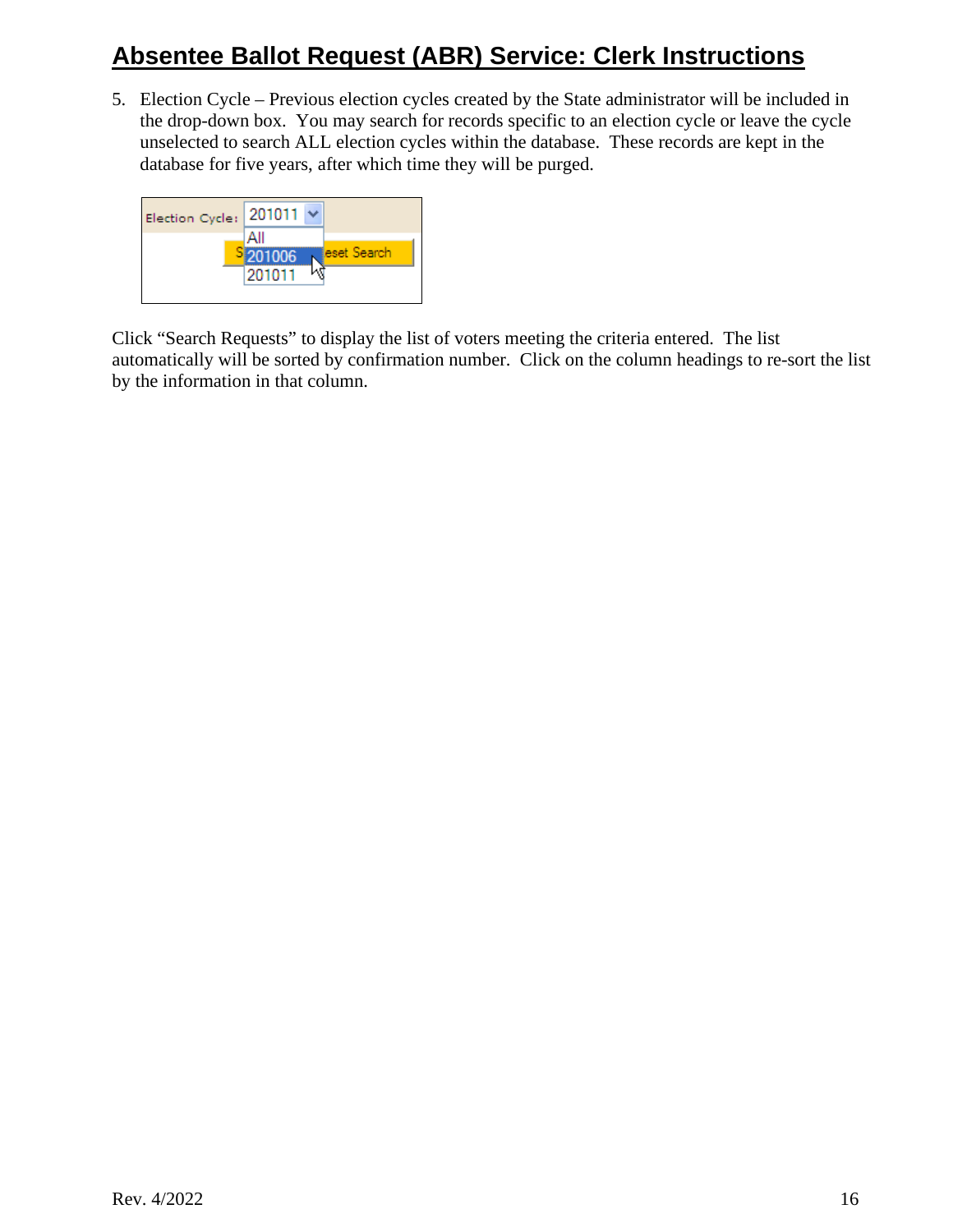# Absentee Ballot Request (ABR) Service: Clerk Instructions

5. Election Cycle – Previous election cycles created by the State administrator will be included in the drop-down box. You may search for records specific to an election cycle or leave the cycle unselected to search ALL election cycles within the database. These records are kept in the database for five years, after which time they will be purged.

Click "Search Requests" to display the list of voters meeting the criteria entered. The list automatically will be sorted by confirmation number. Click on the column headings to re-sort the list by the information in that column.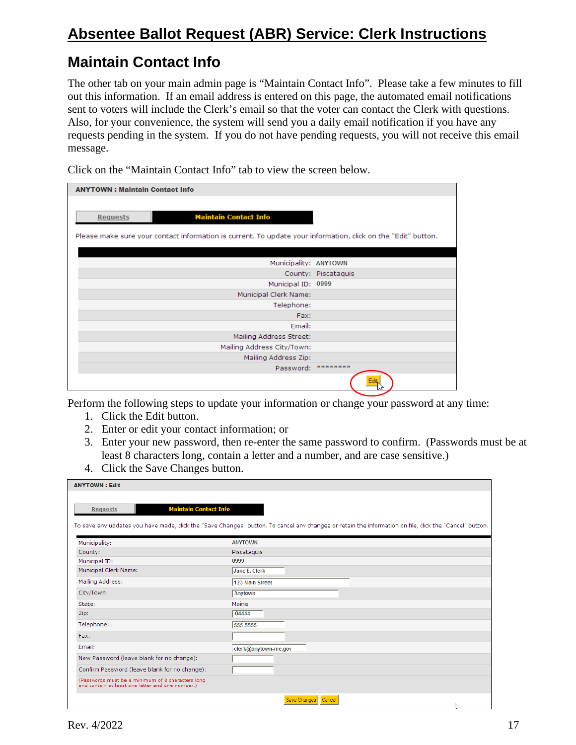# Absentee Ballot Request (ABR) Service: Clerk Instructions

## Maintain Contact Info

The other tab on your main admin page is “Maintain Contact Info”. Please take a few minutes to fill out this information. If an email address is entered on this page, the automated email notifications sent to voters will include the Clerk’s email so that the voter can contact the Clerk with questions. Also, for your convenience, the system will send you a daily email notification if you have any requests pending in the system. If you do not have pending requests, you will not receive this email message.

Click on the “Maintain Contact Info” tab to view the screen below.

**ANYTOWN : Maintain Contact Info**

Requests | **Maintain Contact Info**

Please make sure your contact information is current. To update your information, click on the "Edit" button.

| | |
|---|---|
| Municipality: | ANYTOWN |
| County: | Piscataquis |
| Municipal ID: | 0999 |
| Municipal Clerk Name: | |
| Telephone: | |
| Fax: | |
| Email: | |
| Mailing Address Street: | |
| Mailing Address City/Town: | |
| Mailing Address Zip: | |
| Password: | ******** |

[Edit]

Perform the following steps to update your information or change your password at any time:

1. Click the Edit button.
2. Enter or edit your contact information; or
3. Enter your new password, then re-enter the same password to confirm. (Passwords must be at least 8 characters long, contain a letter and a number, and are case sensitive.)
4. Click the Save Changes button.

**ANYTOWN : Edit**

Requests | **Maintain Contact Info**

To save any updates you have made, click the "Save Changes" button. To cancel any changes or retain the information on file, click the "Cancel" button.

| | |
|---|---|
| Municipality: | ANYTOWN |
| County: | Piscataquis |
| Municipal ID: | 0999 |
| Municipal Clerk Name: | Jane E. Clerk |
| Mailing Address: | 123 Main Street |
| City/Town: | Anytown |
| State: | Maine |
| Zip: | 04444 |
| Telephone: | 555-5555 |
| Fax: | |
| Email: | clerk@anytown-me.gov |
| New Password (leave blank for no change): | |
| Confirm Password (leave blank for no change): | |
| (Passwords must be a minimum of 8 characters long and contain at least one letter and one number.) | |

[Save Changes] [Cancel]

Rev. 4/2022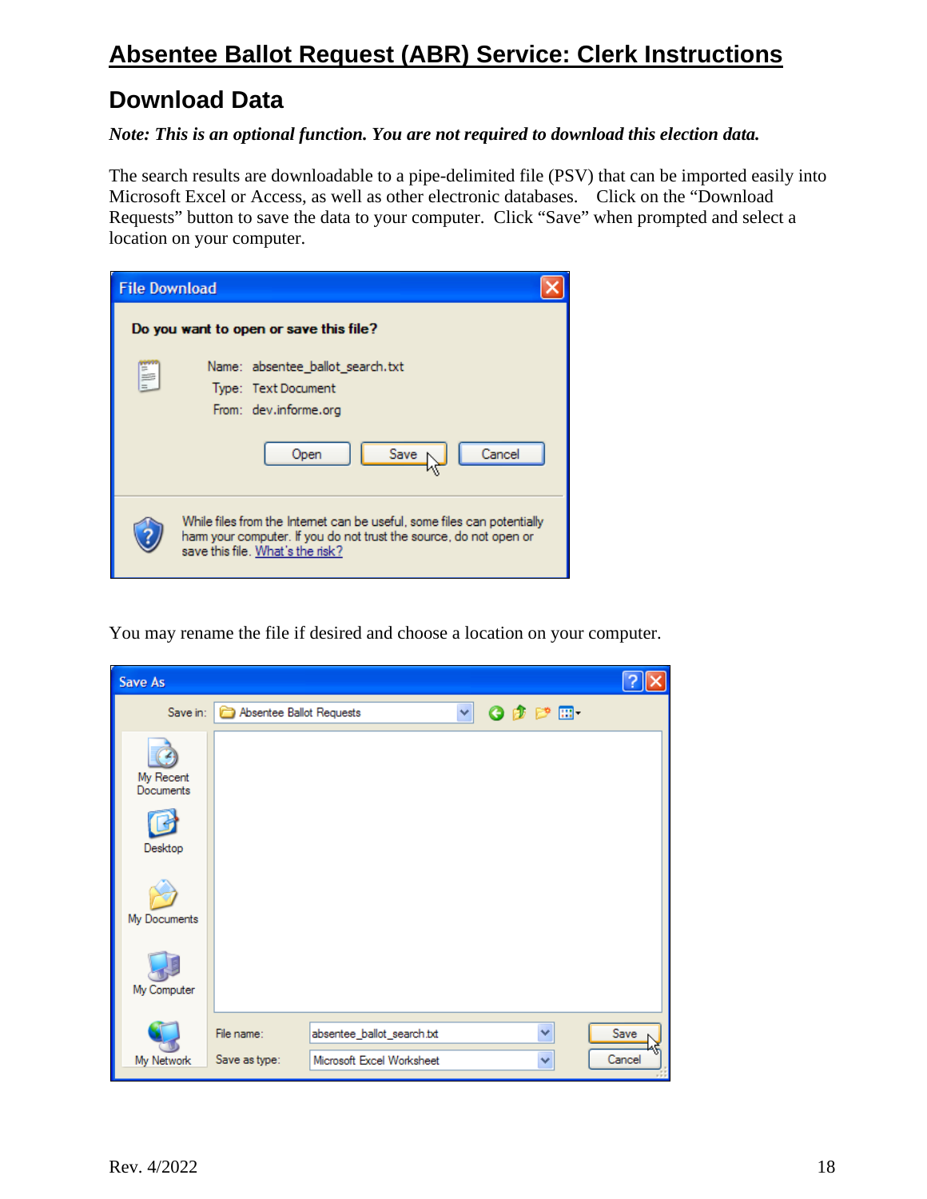# Absentee Ballot Request (ABR) Service: Clerk Instructions

## Download Data

***Note: This is an optional function. You are not required to download this election data.***

The search results are downloadable to a pipe-delimited file (PSV) that can be imported easily into Microsoft Excel or Access, as well as other electronic databases. Click on the "Download Requests" button to save the data to your computer. Click "Save" when prompted and select a location on your computer.

You may rename the file if desired and choose a location on your computer.

Rev. 4/2022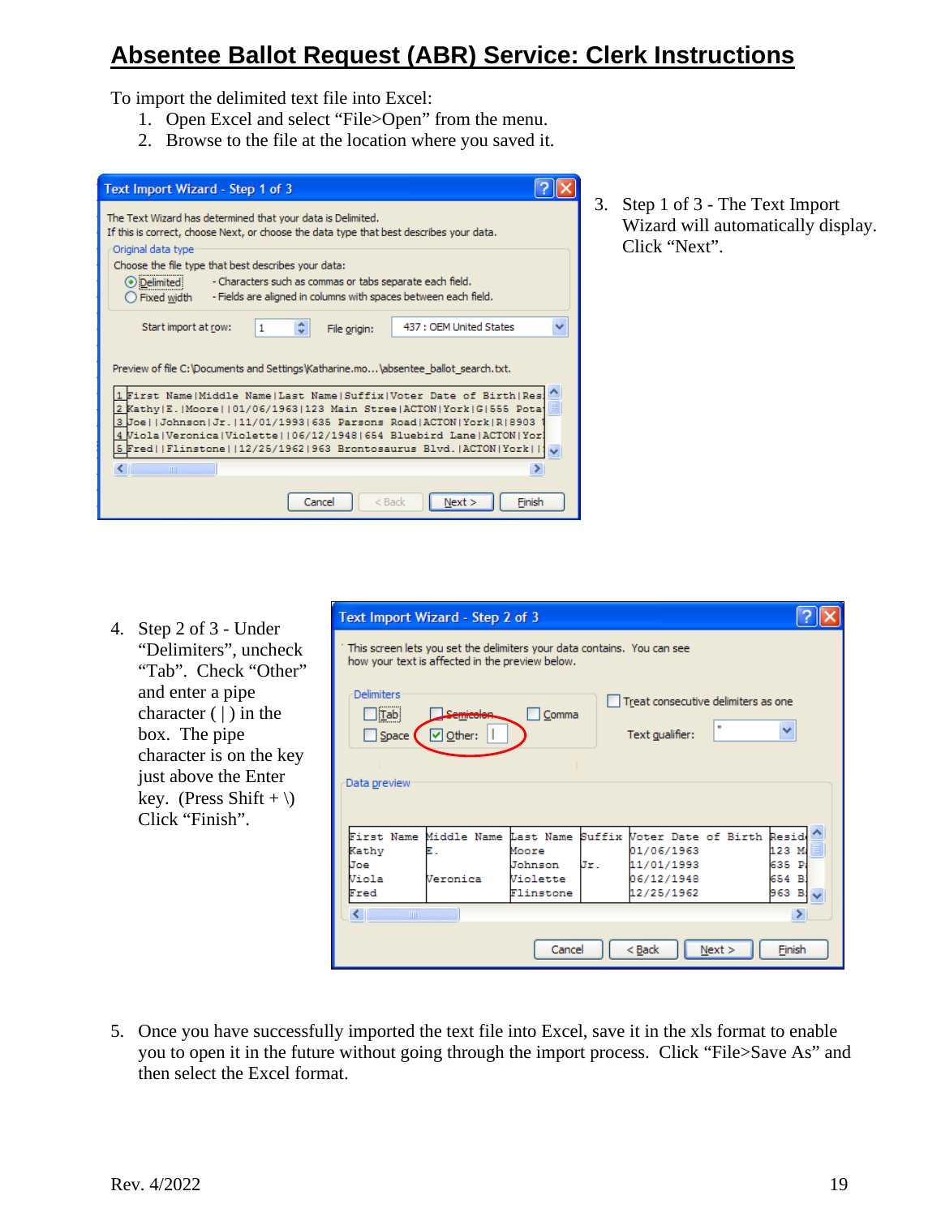# Absentee Ballot Request (ABR) Service: Clerk Instructions

To import the delimited text file into Excel:

1. Open Excel and select "File>Open" from the menu.
2. Browse to the file at the location where you saved it.
3. Step 1 of 3 - The Text Import Wizard will automatically display. Click "Next".
4. Step 2 of 3 - Under "Delimiters", uncheck "Tab". Check "Other" and enter a pipe character ( | ) in the box. The pipe character is on the key just above the Enter key. (Press Shift + \) Click "Finish".
5. Once you have successfully imported the text file into Excel, save it in the xls format to enable you to open it in the future without going through the import process. Click "File>Save As" and then select the Excel format.

Rev. 4/2022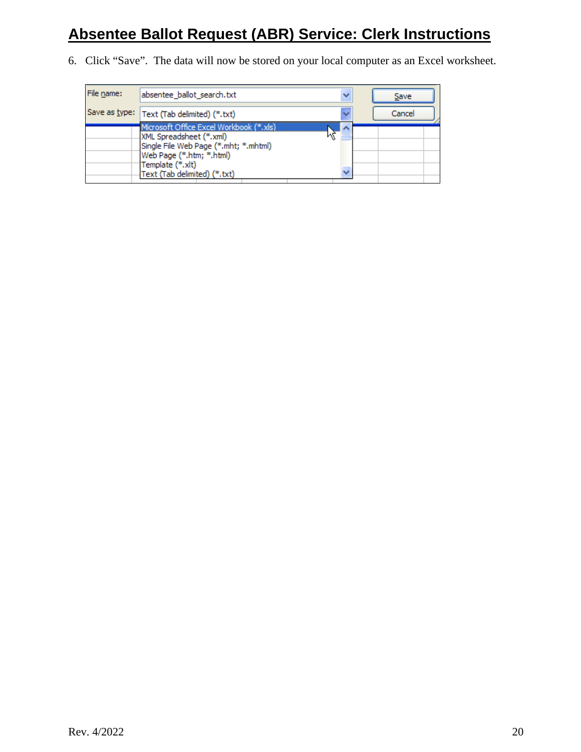# Absentee Ballot Request (ABR) Service: Clerk Instructions

6. Click "Save". The data will now be stored on your local computer as an Excel worksheet.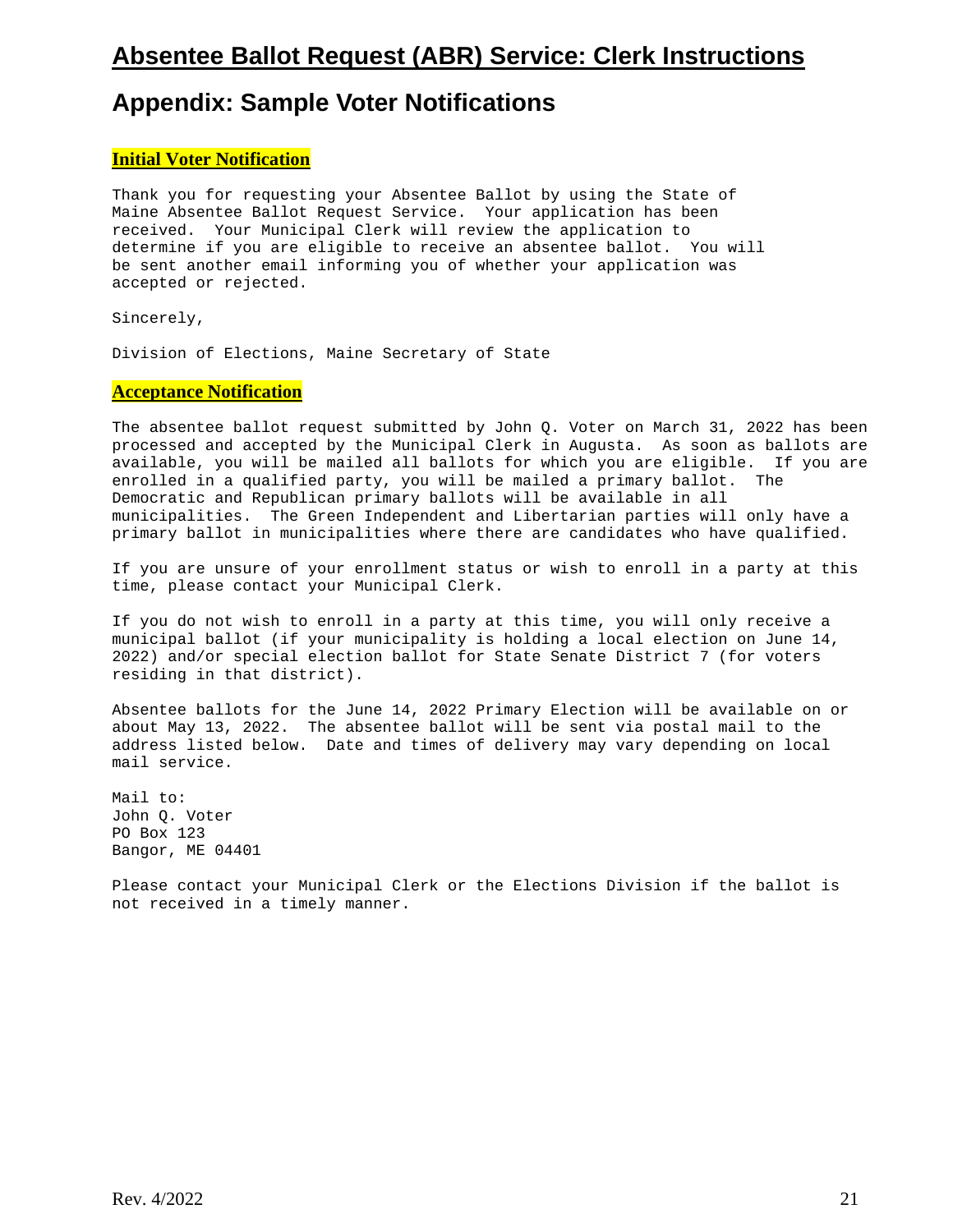# Absentee Ballot Request (ABR) Service: Clerk Instructions

## Appendix: Sample Voter Notifications

**Initial Voter Notification**

Thank you for requesting your Absentee Ballot by using the State of Maine Absentee Ballot Request Service. Your application has been received. Your Municipal Clerk will review the application to determine if you are eligible to receive an absentee ballot. You will be sent another email informing you of whether your application was accepted or rejected.

Sincerely,

Division of Elections, Maine Secretary of State

**Acceptance Notification**

The absentee ballot request submitted by John Q. Voter on March 31, 2022 has been processed and accepted by the Municipal Clerk in Augusta. As soon as ballots are available, you will be mailed all ballots for which you are eligible. If you are enrolled in a qualified party, you will be mailed a primary ballot. The Democratic and Republican primary ballots will be available in all municipalities. The Green Independent and Libertarian parties will only have a primary ballot in municipalities where there are candidates who have qualified.

If you are unsure of your enrollment status or wish to enroll in a party at this time, please contact your Municipal Clerk.

If you do not wish to enroll in a party at this time, you will only receive a municipal ballot (if your municipality is holding a local election on June 14, 2022) and/or special election ballot for State Senate District 7 (for voters residing in that district).

Absentee ballots for the June 14, 2022 Primary Election will be available on or about May 13, 2022. The absentee ballot will be sent via postal mail to the address listed below. Date and times of delivery may vary depending on local mail service.

Mail to:
John Q. Voter
PO Box 123
Bangor, ME 04401

Please contact your Municipal Clerk or the Elections Division if the ballot is not received in a timely manner.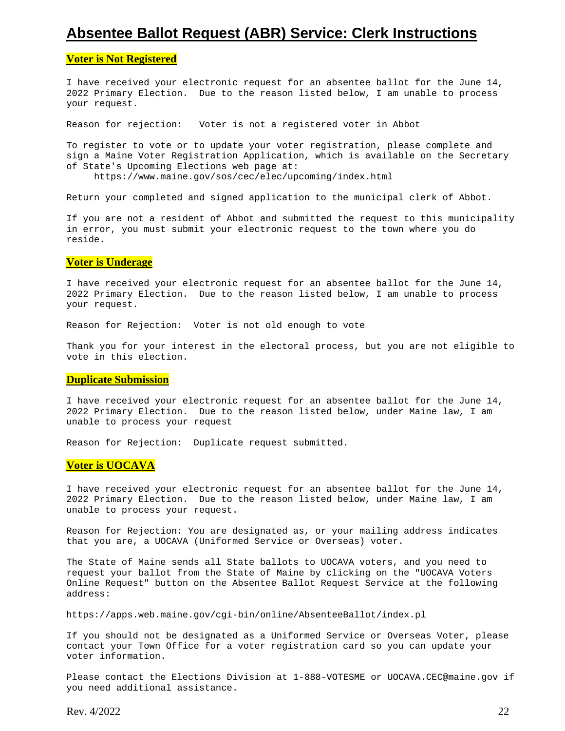# Absentee Ballot Request (ABR) Service: Clerk Instructions

### Voter is Not Registered

I have received your electronic request for an absentee ballot for the June 14, 2022 Primary Election. Due to the reason listed below, I am unable to process your request.

Reason for rejection: Voter is not a registered voter in Abbot

To register to vote or to update your voter registration, please complete and sign a Maine Voter Registration Application, which is available on the Secretary of State's Upcoming Elections web page at:

https://www.maine.gov/sos/cec/elec/upcoming/index.html

Return your completed and signed application to the municipal clerk of Abbot.

If you are not a resident of Abbot and submitted the request to this municipality in error, you must submit your electronic request to the town where you do reside.

### Voter is Underage

I have received your electronic request for an absentee ballot for the June 14, 2022 Primary Election. Due to the reason listed below, I am unable to process your request.

Reason for Rejection: Voter is not old enough to vote

Thank you for your interest in the electoral process, but you are not eligible to vote in this election.

### Duplicate Submission

I have received your electronic request for an absentee ballot for the June 14, 2022 Primary Election. Due to the reason listed below, under Maine law, I am unable to process your request

Reason for Rejection: Duplicate request submitted.

### Voter is UOCAVA

I have received your electronic request for an absentee ballot for the June 14, 2022 Primary Election. Due to the reason listed below, under Maine law, I am unable to process your request.

Reason for Rejection: You are designated as, or your mailing address indicates that you are, a UOCAVA (Uniformed Service or Overseas) voter.

The State of Maine sends all State ballots to UOCAVA voters, and you need to request your ballot from the State of Maine by clicking on the "UOCAVA Voters Online Request" button on the Absentee Ballot Request Service at the following address:

https://apps.web.maine.gov/cgi-bin/online/AbsenteeBallot/index.pl

If you should not be designated as a Uniformed Service or Overseas Voter, please contact your Town Office for a voter registration card so you can update your voter information.

Please contact the Elections Division at 1-888-VOTESME or UOCAVA.CEC@maine.gov if you need additional assistance.

Rev. 4/2022